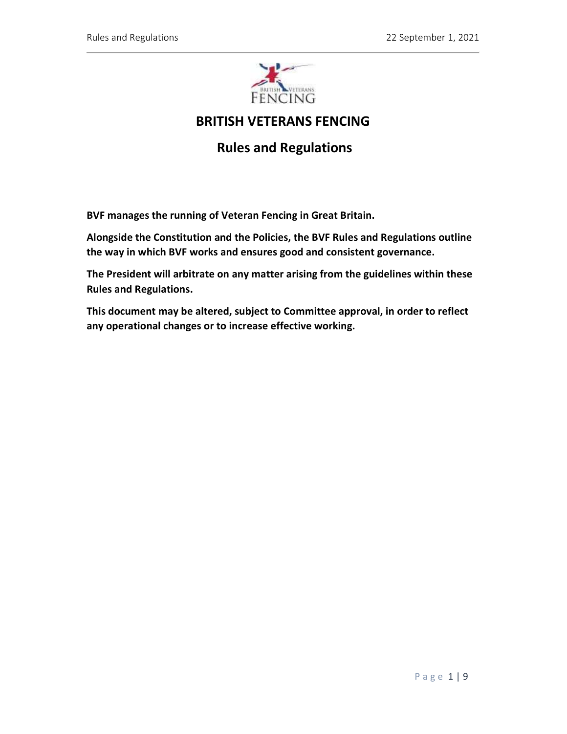# BRITISH VETERANS FENCING

## Rules and Regulations

**BVF manages the running of Veteran Fencing in Great Britain.**

**Alongside the Constitution and the Policies, the BVF Rules and Regulations outline the way in which BVF works and ensures good and consistent governance.**

**The President will arbitrate on any matter arising from the guidelines within these Rules and Regulations.**

**This document may be altered, subject to Committee approval, in order to reflect any operational changes or to increase effective working.**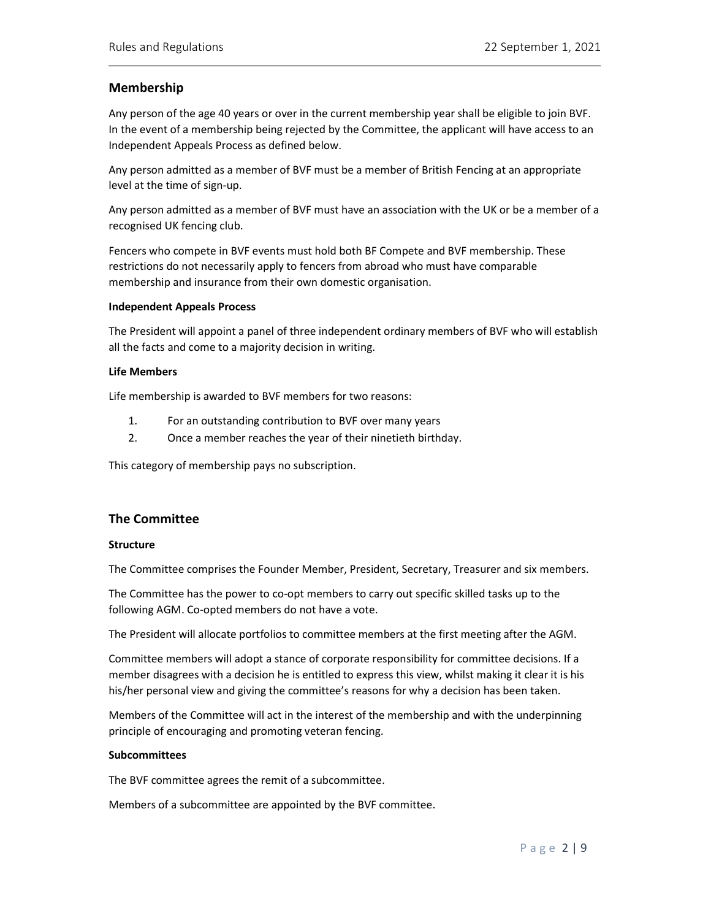## Membership

Any person of the age 40 years or over in the current membership year shall be eligible to join BVF. In the event of a membership being rejected by the Committee, the applicant will have access to an Independent Appeals Process as defined below.

Any person admitted as a member of BVF must be a member of British Fencing at an appropriate level at the time of sign-up.

Any person admitted as a member of BVF must have an association with the UK or be a member of a recognised UK fencing club.

Fencers who compete in BVF events must hold both BF Compete and BVF membership. These restrictions do not necessarily apply to fencers from abroad who must have comparable membership and insurance from their own domestic organisation.

**Independent Appeals Process**

The President will appoint a panel of three independent ordinary members of BVF who will establish all the facts and come to a majority decision in writing.

**Life Members**

Life membership is awarded to BVF members for two reasons:

1. For an outstanding contribution to BVF over many years
2. Once a member reaches the year of their ninetieth birthday.

This category of membership pays no subscription.

## The Committee

**Structure**

The Committee comprises the Founder Member, President, Secretary, Treasurer and six members.

The Committee has the power to co-opt members to carry out specific skilled tasks up to the following AGM. Co-opted members do not have a vote.

The President will allocate portfolios to committee members at the first meeting after the AGM.

Committee members will adopt a stance of corporate responsibility for committee decisions. If a member disagrees with a decision he is entitled to express this view, whilst making it clear it is his his/her personal view and giving the committee's reasons for why a decision has been taken.

Members of the Committee will act in the interest of the membership and with the underpinning principle of encouraging and promoting veteran fencing.

**Subcommittees**

The BVF committee agrees the remit of a subcommittee.

Members of a subcommittee are appointed by the BVF committee.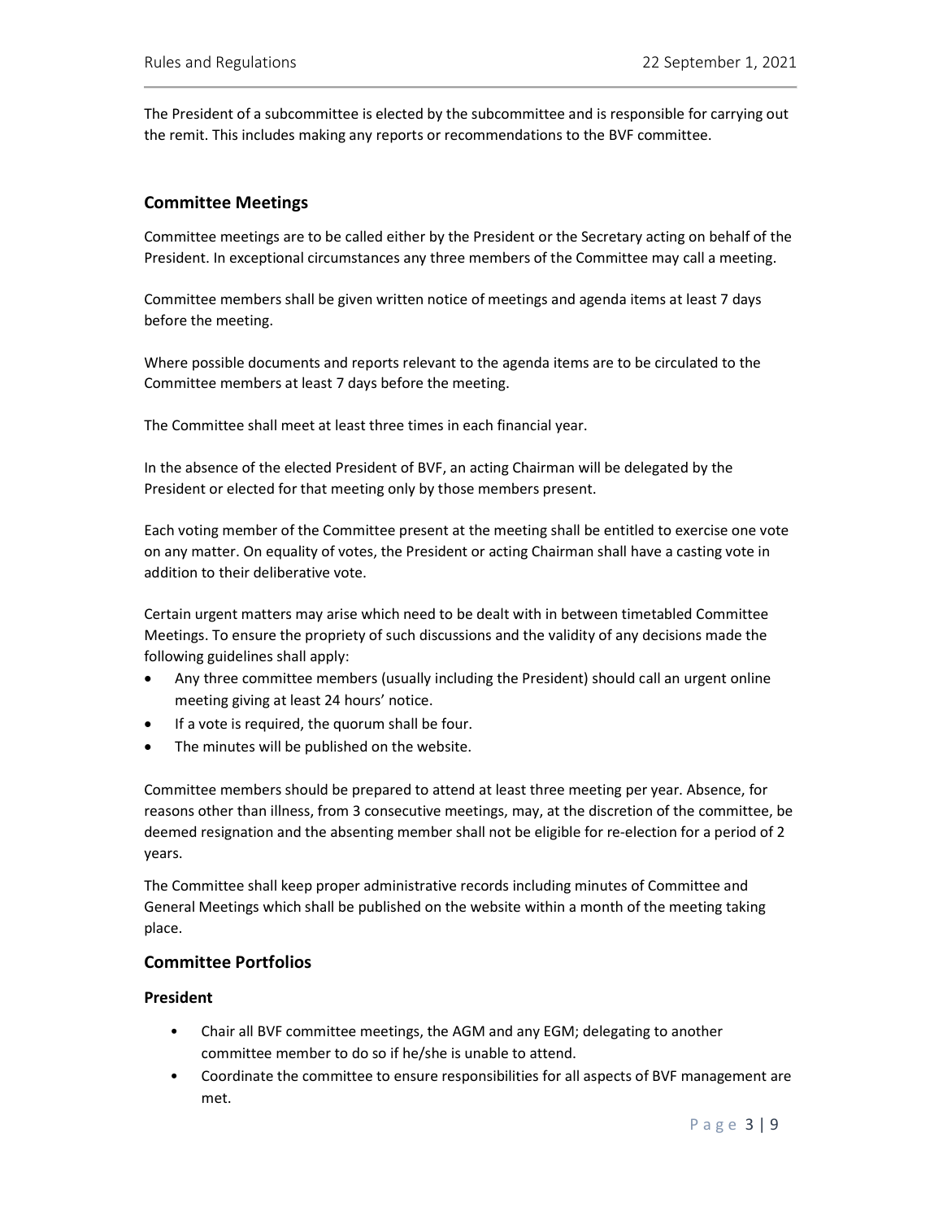The President of a subcommittee is elected by the subcommittee and is responsible for carrying out the remit. This includes making any reports or recommendations to the BVF committee.

## Committee Meetings

Committee meetings are to be called either by the President or the Secretary acting on behalf of the President. In exceptional circumstances any three members of the Committee may call a meeting.

Committee members shall be given written notice of meetings and agenda items at least 7 days before the meeting.

Where possible documents and reports relevant to the agenda items are to be circulated to the Committee members at least 7 days before the meeting.

The Committee shall meet at least three times in each financial year.

In the absence of the elected President of BVF, an acting Chairman will be delegated by the President or elected for that meeting only by those members present.

Each voting member of the Committee present at the meeting shall be entitled to exercise one vote on any matter. On equality of votes, the President or acting Chairman shall have a casting vote in addition to their deliberative vote.

Certain urgent matters may arise which need to be dealt with in between timetabled Committee Meetings. To ensure the propriety of such discussions and the validity of any decisions made the following guidelines shall apply:

- Any three committee members (usually including the President) should call an urgent online meeting giving at least 24 hours' notice.
- If a vote is required, the quorum shall be four.
- The minutes will be published on the website.

Committee members should be prepared to attend at least three meeting per year. Absence, for reasons other than illness, from 3 consecutive meetings, may, at the discretion of the committee, be deemed resignation and the absenting member shall not be eligible for re-election for a period of 2 years.

The Committee shall keep proper administrative records including minutes of Committee and General Meetings which shall be published on the website within a month of the meeting taking place.

## Committee Portfolios

### President

- Chair all BVF committee meetings, the AGM and any EGM; delegating to another committee member to do so if he/she is unable to attend.
- Coordinate the committee to ensure responsibilities for all aspects of BVF management are met.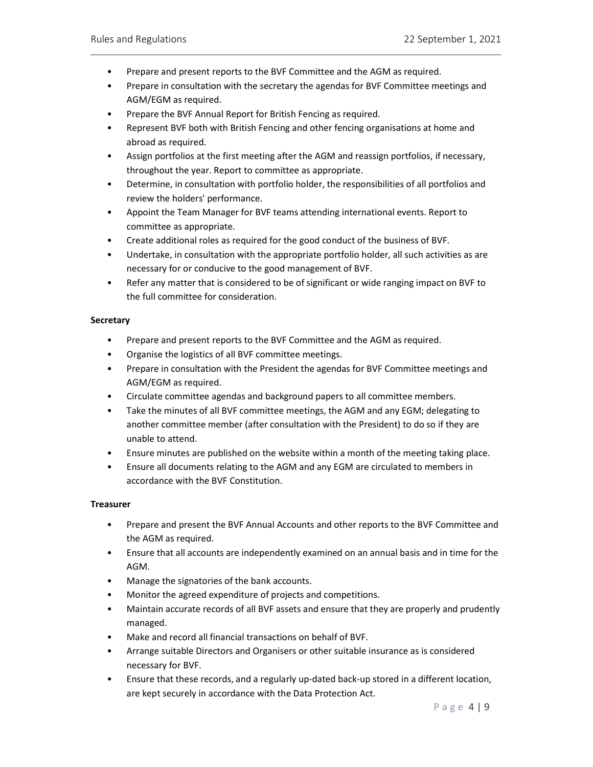- Prepare and present reports to the BVF Committee and the AGM as required.
- Prepare in consultation with the secretary the agendas for BVF Committee meetings and AGM/EGM as required.
- Prepare the BVF Annual Report for British Fencing as required.
- Represent BVF both with British Fencing and other fencing organisations at home and abroad as required.
- Assign portfolios at the first meeting after the AGM and reassign portfolios, if necessary, throughout the year. Report to committee as appropriate.
- Determine, in consultation with portfolio holder, the responsibilities of all portfolios and review the holders' performance.
- Appoint the Team Manager for BVF teams attending international events. Report to committee as appropriate.
- Create additional roles as required for the good conduct of the business of BVF.
- Undertake, in consultation with the appropriate portfolio holder, all such activities as are necessary for or conducive to the good management of BVF.
- Refer any matter that is considered to be of significant or wide ranging impact on BVF to the full committee for consideration.

**Secretary**

- Prepare and present reports to the BVF Committee and the AGM as required.
- Organise the logistics of all BVF committee meetings.
- Prepare in consultation with the President the agendas for BVF Committee meetings and AGM/EGM as required.
- Circulate committee agendas and background papers to all committee members.
- Take the minutes of all BVF committee meetings, the AGM and any EGM; delegating to another committee member (after consultation with the President) to do so if they are unable to attend.
- Ensure minutes are published on the website within a month of the meeting taking place.
- Ensure all documents relating to the AGM and any EGM are circulated to members in accordance with the BVF Constitution.

**Treasurer**

- Prepare and present the BVF Annual Accounts and other reports to the BVF Committee and the AGM as required.
- Ensure that all accounts are independently examined on an annual basis and in time for the AGM.
- Manage the signatories of the bank accounts.
- Monitor the agreed expenditure of projects and competitions.
- Maintain accurate records of all BVF assets and ensure that they are properly and prudently managed.
- Make and record all financial transactions on behalf of BVF.
- Arrange suitable Directors and Organisers or other suitable insurance as is considered necessary for BVF.
- Ensure that these records, and a regularly up-dated back-up stored in a different location, are kept securely in accordance with the Data Protection Act.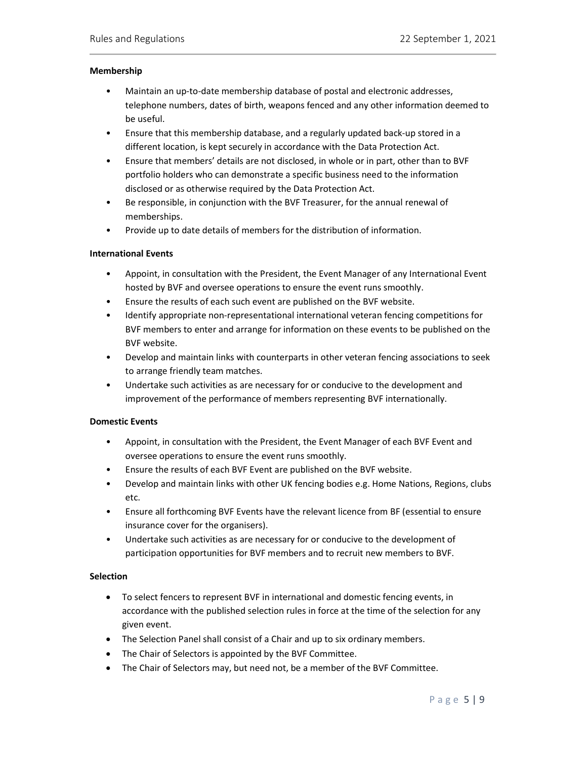**Membership**

- Maintain an up-to-date membership database of postal and electronic addresses, telephone numbers, dates of birth, weapons fenced and any other information deemed to be useful.
- Ensure that this membership database, and a regularly updated back-up stored in a different location, is kept securely in accordance with the Data Protection Act.
- Ensure that members' details are not disclosed, in whole or in part, other than to BVF portfolio holders who can demonstrate a specific business need to the information disclosed or as otherwise required by the Data Protection Act.
- Be responsible, in conjunction with the BVF Treasurer, for the annual renewal of memberships.
- Provide up to date details of members for the distribution of information.

**International Events**

- Appoint, in consultation with the President, the Event Manager of any International Event hosted by BVF and oversee operations to ensure the event runs smoothly.
- Ensure the results of each such event are published on the BVF website.
- Identify appropriate non-representational international veteran fencing competitions for BVF members to enter and arrange for information on these events to be published on the BVF website.
- Develop and maintain links with counterparts in other veteran fencing associations to seek to arrange friendly team matches.
- Undertake such activities as are necessary for or conducive to the development and improvement of the performance of members representing BVF internationally.

**Domestic Events**

- Appoint, in consultation with the President, the Event Manager of each BVF Event and oversee operations to ensure the event runs smoothly.
- Ensure the results of each BVF Event are published on the BVF website.
- Develop and maintain links with other UK fencing bodies e.g. Home Nations, Regions, clubs etc.
- Ensure all forthcoming BVF Events have the relevant licence from BF (essential to ensure insurance cover for the organisers).
- Undertake such activities as are necessary for or conducive to the development of participation opportunities for BVF members and to recruit new members to BVF.

**Selection**

- To select fencers to represent BVF in international and domestic fencing events, in accordance with the published selection rules in force at the time of the selection for any given event.
- The Selection Panel shall consist of a Chair and up to six ordinary members.
- The Chair of Selectors is appointed by the BVF Committee.
- The Chair of Selectors may, but need not, be a member of the BVF Committee.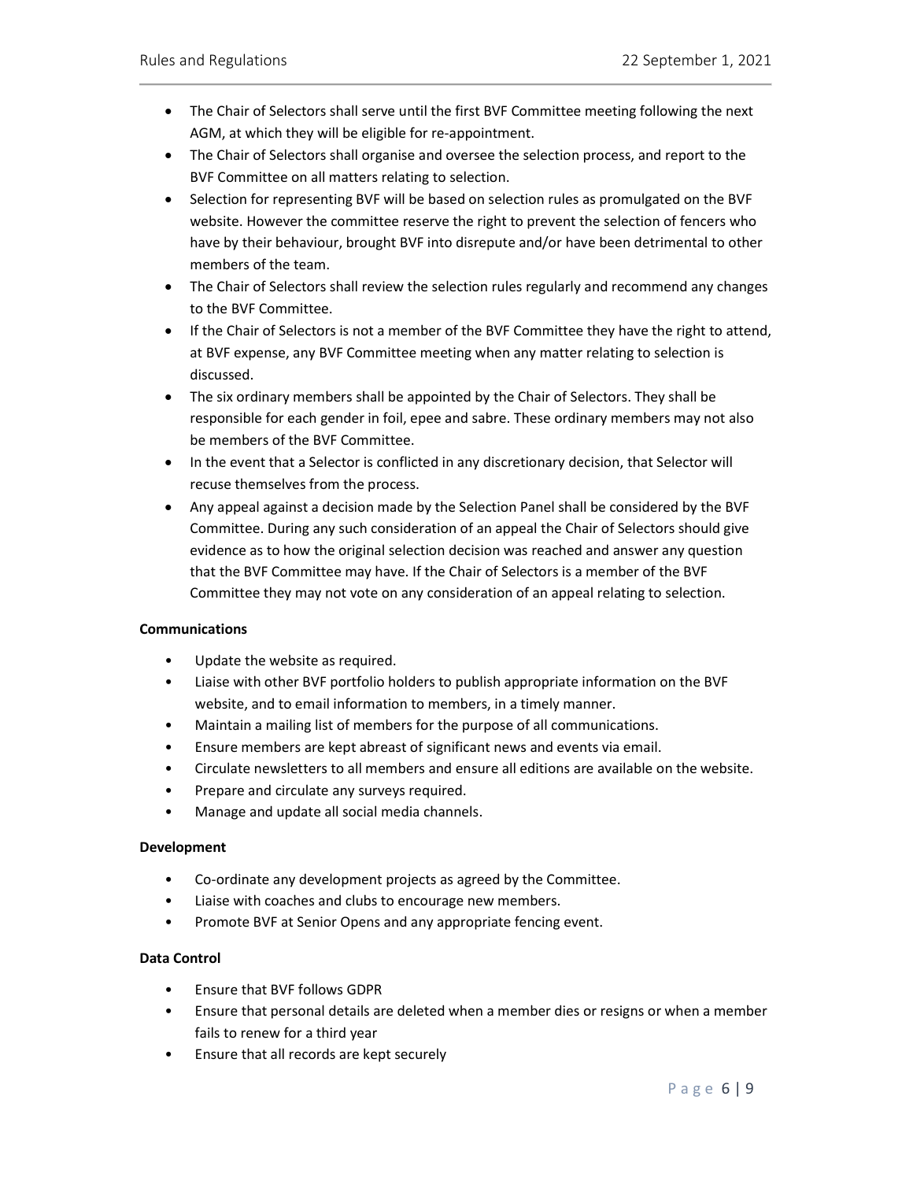- The Chair of Selectors shall serve until the first BVF Committee meeting following the next AGM, at which they will be eligible for re-appointment.
- The Chair of Selectors shall organise and oversee the selection process, and report to the BVF Committee on all matters relating to selection.
- Selection for representing BVF will be based on selection rules as promulgated on the BVF website. However the committee reserve the right to prevent the selection of fencers who have by their behaviour, brought BVF into disrepute and/or have been detrimental to other members of the team.
- The Chair of Selectors shall review the selection rules regularly and recommend any changes to the BVF Committee.
- If the Chair of Selectors is not a member of the BVF Committee they have the right to attend, at BVF expense, any BVF Committee meeting when any matter relating to selection is discussed.
- The six ordinary members shall be appointed by the Chair of Selectors. They shall be responsible for each gender in foil, epee and sabre. These ordinary members may not also be members of the BVF Committee.
- In the event that a Selector is conflicted in any discretionary decision, that Selector will recuse themselves from the process.
- Any appeal against a decision made by the Selection Panel shall be considered by the BVF Committee. During any such consideration of an appeal the Chair of Selectors should give evidence as to how the original selection decision was reached and answer any question that the BVF Committee may have. If the Chair of Selectors is a member of the BVF Committee they may not vote on any consideration of an appeal relating to selection.

**Communications**

- Update the website as required.
- Liaise with other BVF portfolio holders to publish appropriate information on the BVF website, and to email information to members, in a timely manner.
- Maintain a mailing list of members for the purpose of all communications.
- Ensure members are kept abreast of significant news and events via email.
- Circulate newsletters to all members and ensure all editions are available on the website.
- Prepare and circulate any surveys required.
- Manage and update all social media channels.

**Development**

- Co-ordinate any development projects as agreed by the Committee.
- Liaise with coaches and clubs to encourage new members.
- Promote BVF at Senior Opens and any appropriate fencing event.

**Data Control**

- Ensure that BVF follows GDPR
- Ensure that personal details are deleted when a member dies or resigns or when a member fails to renew for a third year
- Ensure that all records are kept securely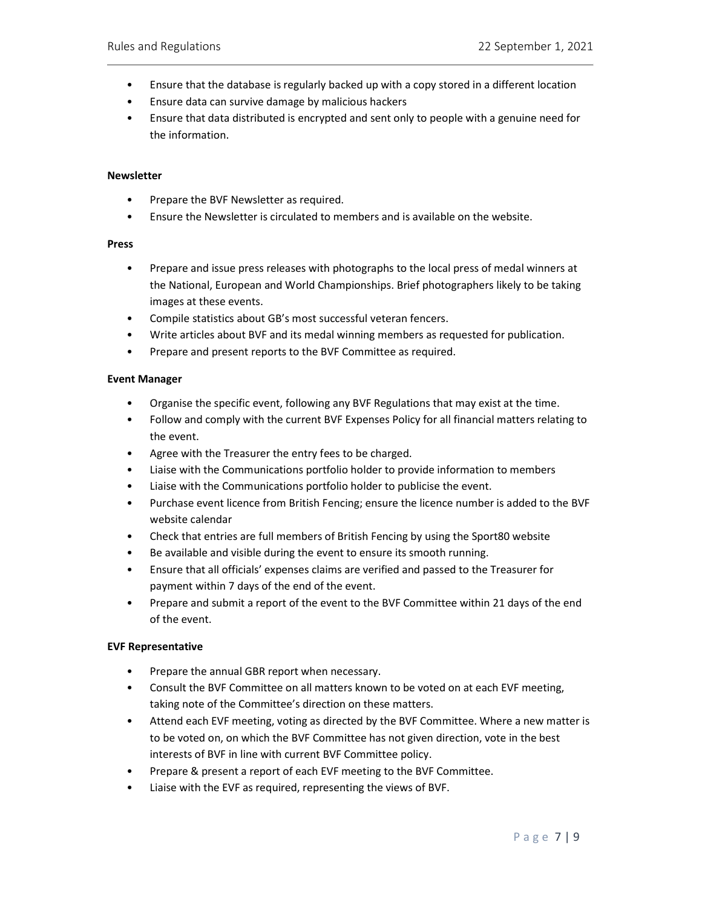- Ensure that the database is regularly backed up with a copy stored in a different location
- Ensure data can survive damage by malicious hackers
- Ensure that data distributed is encrypted and sent only to people with a genuine need for the information.

**Newsletter**

- Prepare the BVF Newsletter as required.
- Ensure the Newsletter is circulated to members and is available on the website.

**Press**

- Prepare and issue press releases with photographs to the local press of medal winners at the National, European and World Championships. Brief photographers likely to be taking images at these events.
- Compile statistics about GB's most successful veteran fencers.
- Write articles about BVF and its medal winning members as requested for publication.
- Prepare and present reports to the BVF Committee as required.

**Event Manager**

- Organise the specific event, following any BVF Regulations that may exist at the time.
- Follow and comply with the current BVF Expenses Policy for all financial matters relating to the event.
- Agree with the Treasurer the entry fees to be charged.
- Liaise with the Communications portfolio holder to provide information to members
- Liaise with the Communications portfolio holder to publicise the event.
- Purchase event licence from British Fencing; ensure the licence number is added to the BVF website calendar
- Check that entries are full members of British Fencing by using the Sport80 website
- Be available and visible during the event to ensure its smooth running.
- Ensure that all officials' expenses claims are verified and passed to the Treasurer for payment within 7 days of the end of the event.
- Prepare and submit a report of the event to the BVF Committee within 21 days of the end of the event.

**EVF Representative**

- Prepare the annual GBR report when necessary.
- Consult the BVF Committee on all matters known to be voted on at each EVF meeting, taking note of the Committee's direction on these matters.
- Attend each EVF meeting, voting as directed by the BVF Committee. Where a new matter is to be voted on, on which the BVF Committee has not given direction, vote in the best interests of BVF in line with current BVF Committee policy.
- Prepare & present a report of each EVF meeting to the BVF Committee.
- Liaise with the EVF as required, representing the views of BVF.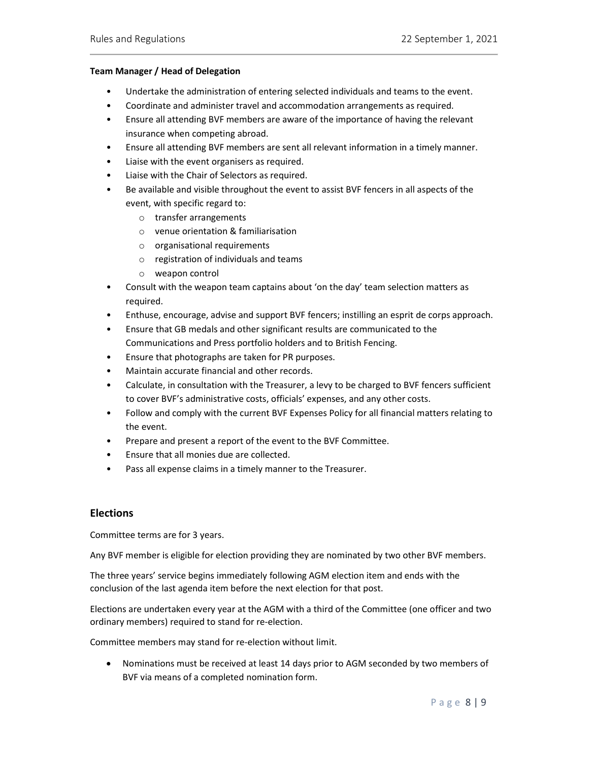**Team Manager / Head of Delegation**

- Undertake the administration of entering selected individuals and teams to the event.
- Coordinate and administer travel and accommodation arrangements as required.
- Ensure all attending BVF members are aware of the importance of having the relevant insurance when competing abroad.
- Ensure all attending BVF members are sent all relevant information in a timely manner.
- Liaise with the event organisers as required.
- Liaise with the Chair of Selectors as required.
- Be available and visible throughout the event to assist BVF fencers in all aspects of the event, with specific regard to:
    - transfer arrangements
    - venue orientation & familiarisation
    - organisational requirements
    - registration of individuals and teams
    - weapon control
- Consult with the weapon team captains about 'on the day' team selection matters as required.
- Enthuse, encourage, advise and support BVF fencers; instilling an esprit de corps approach.
- Ensure that GB medals and other significant results are communicated to the Communications and Press portfolio holders and to British Fencing.
- Ensure that photographs are taken for PR purposes.
- Maintain accurate financial and other records.
- Calculate, in consultation with the Treasurer, a levy to be charged to BVF fencers sufficient to cover BVF's administrative costs, officials' expenses, and any other costs.
- Follow and comply with the current BVF Expenses Policy for all financial matters relating to the event.
- Prepare and present a report of the event to the BVF Committee.
- Ensure that all monies due are collected.
- Pass all expense claims in a timely manner to the Treasurer.

## Elections

Committee terms are for 3 years.

Any BVF member is eligible for election providing they are nominated by two other BVF members.

The three years' service begins immediately following AGM election item and ends with the conclusion of the last agenda item before the next election for that post.

Elections are undertaken every year at the AGM with a third of the Committee (one officer and two ordinary members) required to stand for re-election.

Committee members may stand for re-election without limit.

- Nominations must be received at least 14 days prior to AGM seconded by two members of BVF via means of a completed nomination form.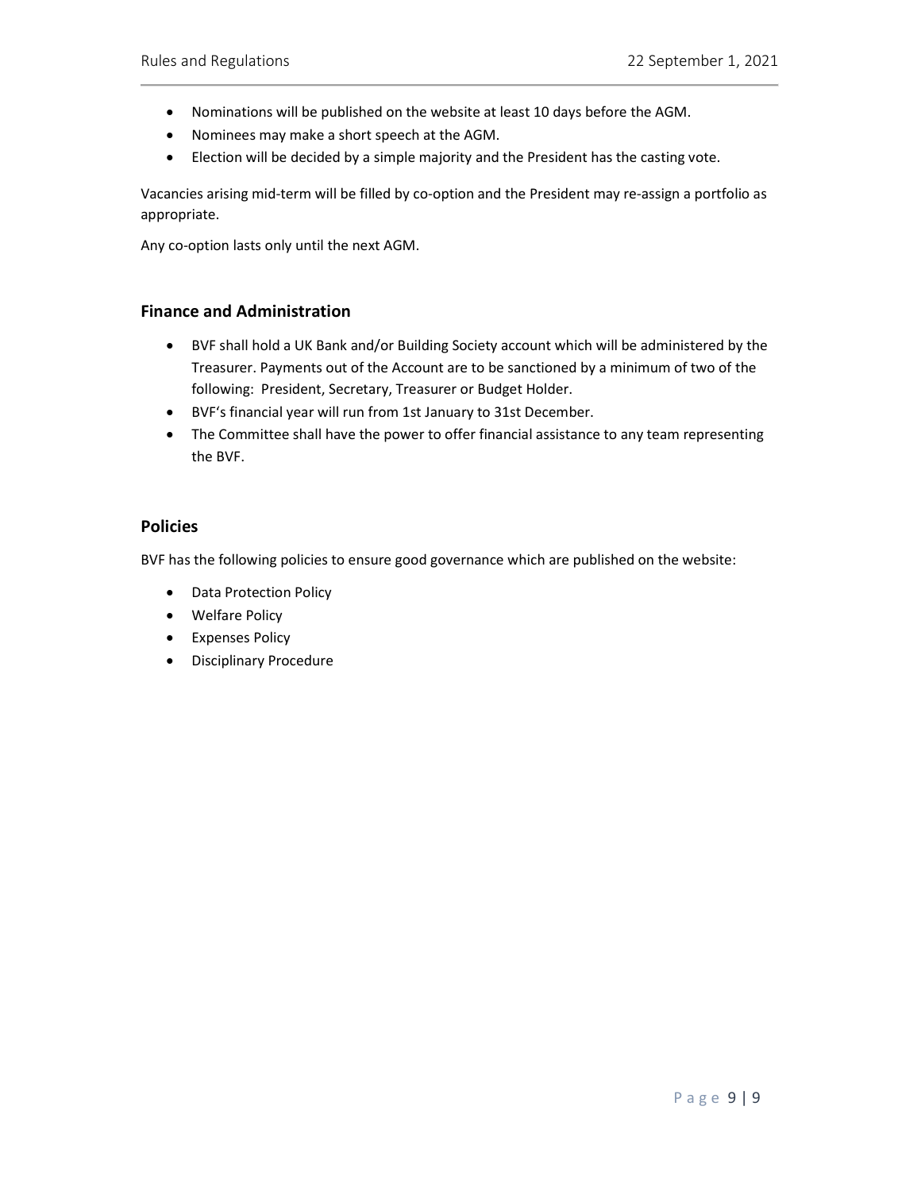- Nominations will be published on the website at least 10 days before the AGM.
- Nominees may make a short speech at the AGM.
- Election will be decided by a simple majority and the President has the casting vote.

Vacancies arising mid-term will be filled by co-option and the President may re-assign a portfolio as appropriate.

Any co-option lasts only until the next AGM.

## Finance and Administration

- BVF shall hold a UK Bank and/or Building Society account which will be administered by the Treasurer. Payments out of the Account are to be sanctioned by a minimum of two of the following: President, Secretary, Treasurer or Budget Holder.
- BVF's financial year will run from 1st January to 31st December.
- The Committee shall have the power to offer financial assistance to any team representing the BVF.

## Policies

BVF has the following policies to ensure good governance which are published on the website:

- Data Protection Policy
- Welfare Policy
- Expenses Policy
- Disciplinary Procedure